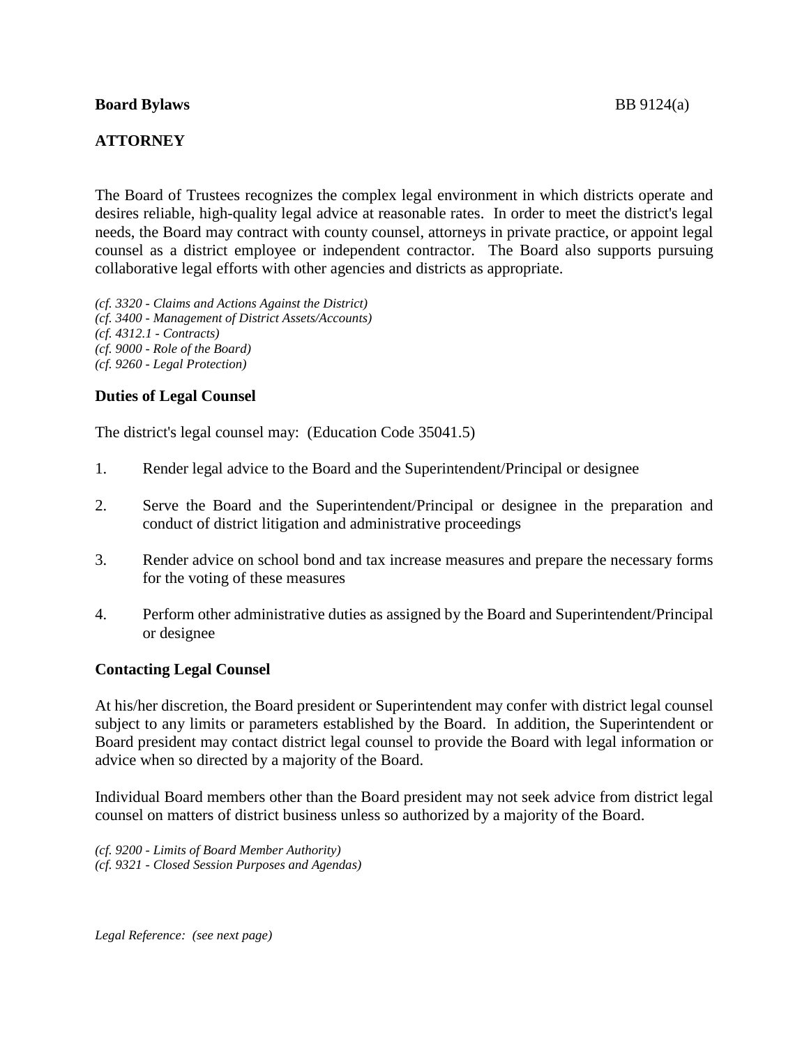**Board Bylaws** BB 9124(a)

# ATTORNEY

The Board of Trustees recognizes the complex legal environment in which districts operate and desires reliable, high-quality legal advice at reasonable rates. In order to meet the district's legal needs, the Board may contract with county counsel, attorneys in private practice, or appoint legal counsel as a district employee or independent contractor. The Board also supports pursuing collaborative legal efforts with other agencies and districts as appropriate.

*(cf. 3320 - Claims and Actions Against the District)*
*(cf. 3400 - Management of District Assets/Accounts)*
*(cf. 4312.1 - Contracts)*
*(cf. 9000 - Role of the Board)*
*(cf. 9260 - Legal Protection)*

## Duties of Legal Counsel

The district's legal counsel may: (Education Code 35041.5)

1. Render legal advice to the Board and the Superintendent/Principal or designee
2. Serve the Board and the Superintendent/Principal or designee in the preparation and conduct of district litigation and administrative proceedings
3. Render advice on school bond and tax increase measures and prepare the necessary forms for the voting of these measures
4. Perform other administrative duties as assigned by the Board and Superintendent/Principal or designee

## Contacting Legal Counsel

At his/her discretion, the Board president or Superintendent may confer with district legal counsel subject to any limits or parameters established by the Board. In addition, the Superintendent or Board president may contact district legal counsel to provide the Board with legal information or advice when so directed by a majority of the Board.

Individual Board members other than the Board president may not seek advice from district legal counsel on matters of district business unless so authorized by a majority of the Board.

*(cf. 9200 - Limits of Board Member Authority)*
*(cf. 9321 - Closed Session Purposes and Agendas)*

*Legal Reference: (see next page)*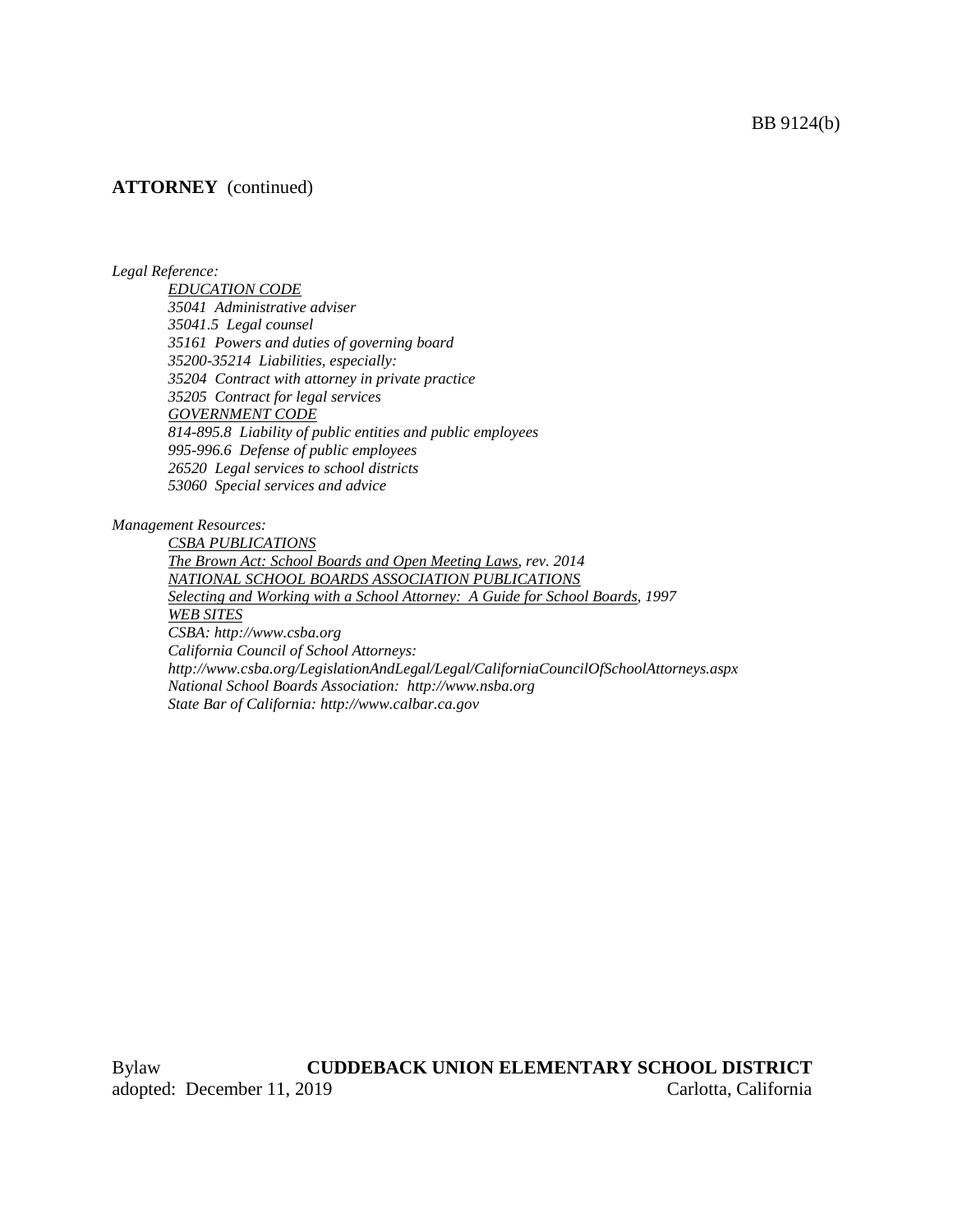**ATTORNEY** (continued)

*Legal Reference:*

*EDUCATION CODE*
*35041 Administrative adviser*
*35041.5 Legal counsel*
*35161 Powers and duties of governing board*
*35200-35214 Liabilities, especially:*
*35204 Contract with attorney in private practice*
*35205 Contract for legal services*
*GOVERNMENT CODE*
*814-895.8 Liability of public entities and public employees*
*995-996.6 Defense of public employees*
*26520 Legal services to school districts*
*53060 Special services and advice*

*Management Resources:*

*CSBA PUBLICATIONS*
*The Brown Act: School Boards and Open Meeting Laws, rev. 2014*
*NATIONAL SCHOOL BOARDS ASSOCIATION PUBLICATIONS*
*Selecting and Working with a School Attorney: A Guide for School Boards, 1997*
*WEB SITES*
*CSBA: http://www.csba.org*
*California Council of School Attorneys:*
*http://www.csba.org/LegislationAndLegal/Legal/CaliforniaCouncilOfSchoolAttorneys.aspx*
*National School Boards Association: http://www.nsba.org*
*State Bar of California: http://www.calbar.ca.gov*

Bylaw **CUDDEBACK UNION ELEMENTARY SCHOOL DISTRICT**
adopted: December 11, 2019 Carlotta, California